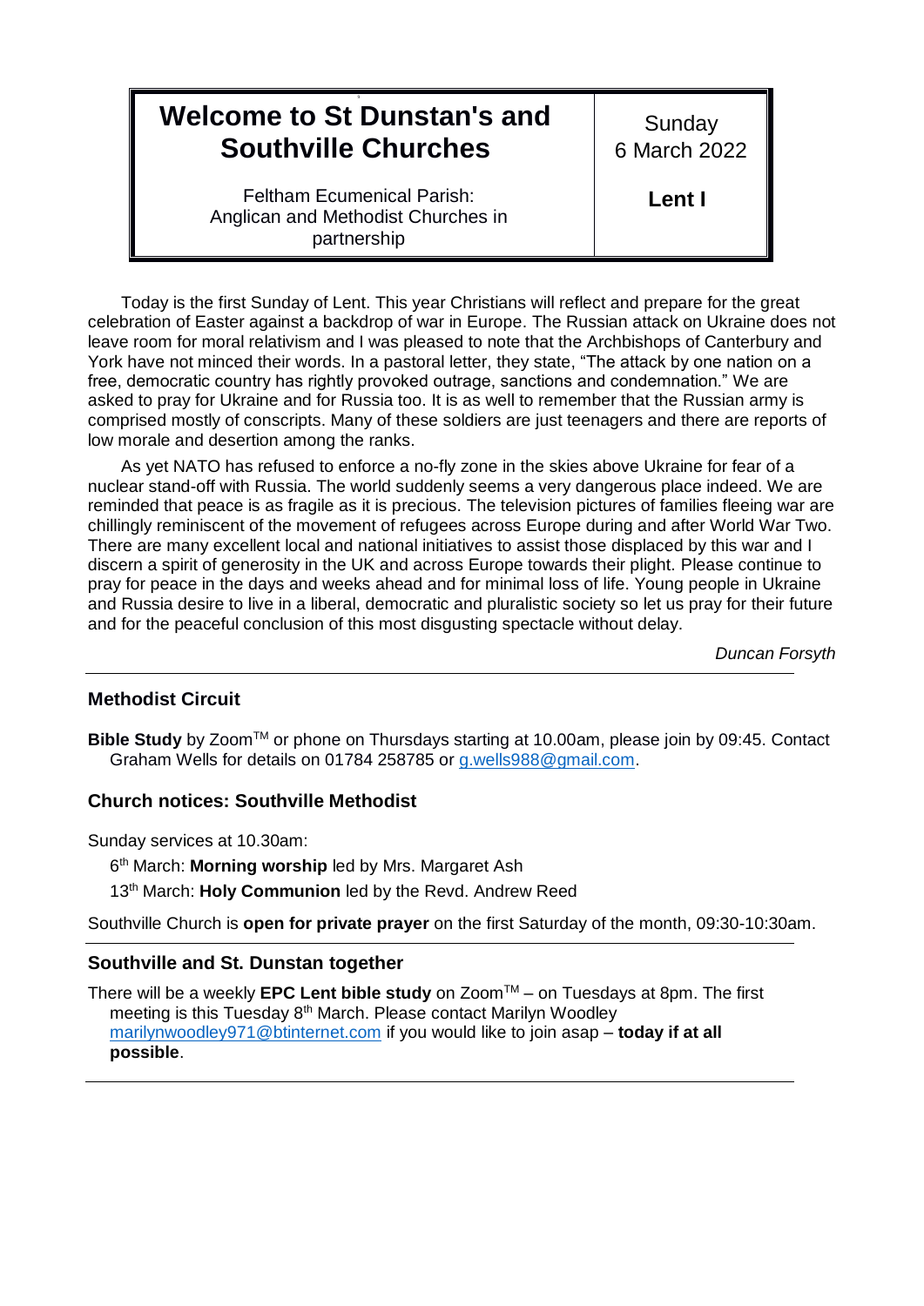| Welcome to St Dunstan's and Southville Churches | Sunday 6 March 2022 |
| --- | --- |
| Feltham Ecumenical Parish: Anglican and Methodist Churches in partnership | **Lent I** |

Today is the first Sunday of Lent. This year Christians will reflect and prepare for the great celebration of Easter against a backdrop of war in Europe. The Russian attack on Ukraine does not leave room for moral relativism and I was pleased to note that the Archbishops of Canterbury and York have not minced their words. In a pastoral letter, they state, "The attack by one nation on a free, democratic country has rightly provoked outrage, sanctions and condemnation." We are asked to pray for Ukraine and for Russia too. It is as well to remember that the Russian army is comprised mostly of conscripts. Many of these soldiers are just teenagers and there are reports of low morale and desertion among the ranks.

As yet NATO has refused to enforce a no-fly zone in the skies above Ukraine for fear of a nuclear stand-off with Russia. The world suddenly seems a very dangerous place indeed. We are reminded that peace is as fragile as it is precious. The television pictures of families fleeing war are chillingly reminiscent of the movement of refugees across Europe during and after World War Two. There are many excellent local and national initiatives to assist those displaced by this war and I discern a spirit of generosity in the UK and across Europe towards their plight. Please continue to pray for peace in the days and weeks ahead and for minimal loss of life. Young people in Ukraine and Russia desire to live in a liberal, democratic and pluralistic society so let us pray for their future and for the peaceful conclusion of this most disgusting spectacle without delay.

*Duncan Forsyth*

---

## Methodist Circuit

**Bible Study** by Zoom™ or phone on Thursdays starting at 10.00am, please join by 09:45. Contact Graham Wells for details on 01784 258785 or g.wells988@gmail.com.

## Church notices: Southville Methodist

Sunday services at 10.30am:

6th March: **Morning worship** led by Mrs. Margaret Ash

13th March: **Holy Communion** led by the Revd. Andrew Reed

Southville Church is **open for private prayer** on the first Saturday of the month, 09:30-10:30am.

---

## Southville and St. Dunstan together

There will be a weekly **EPC Lent bible study** on Zoom™ – on Tuesdays at 8pm. The first meeting is this Tuesday 8th March. Please contact Marilyn Woodley marilynwoodley971@btinternet.com if you would like to join asap – **today if at all possible**.

---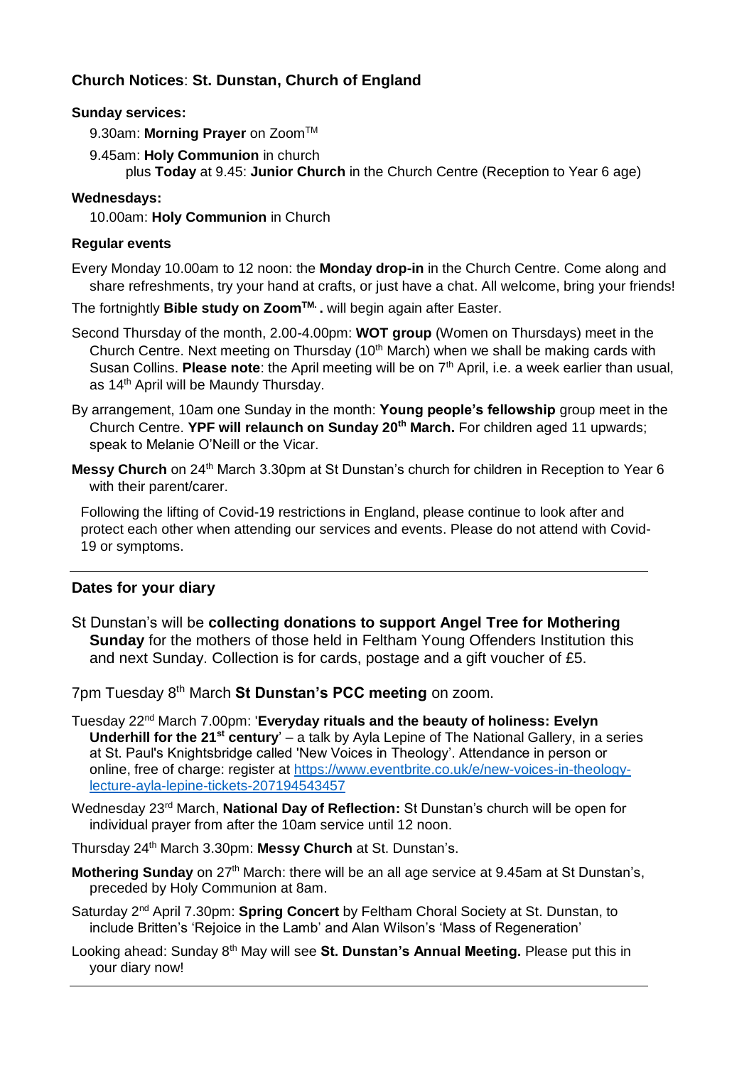## Church Notices: St. Dunstan, Church of England

**Sunday services:**

9.30am: **Morning Prayer** on Zoom™

9.45am: **Holy Communion** in church
plus **Today** at 9.45: **Junior Church** in the Church Centre (Reception to Year 6 age)

**Wednesdays:**

10.00am: **Holy Communion** in Church

**Regular events**

Every Monday 10.00am to 12 noon: the **Monday drop-in** in the Church Centre. Come along and share refreshments, try your hand at crafts, or just have a chat. All welcome, bring your friends!

The fortnightly **Bible study on Zoom™. .** will begin again after Easter.

Second Thursday of the month, 2.00-4.00pm: **WOT group** (Women on Thursdays) meet in the Church Centre. Next meeting on Thursday (10th March) when we shall be making cards with Susan Collins. **Please note**: the April meeting will be on 7th April, i.e. a week earlier than usual, as 14th April will be Maundy Thursday.

By arrangement, 10am one Sunday in the month: **Young people's fellowship** group meet in the Church Centre. **YPF will relaunch on Sunday 20th March.** For children aged 11 upwards; speak to Melanie O'Neill or the Vicar.

**Messy Church** on 24th March 3.30pm at St Dunstan's church for children in Reception to Year 6 with their parent/carer.

Following the lifting of Covid-19 restrictions in England, please continue to look after and protect each other when attending our services and events. Please do not attend with Covid-19 or symptoms.

---

## Dates for your diary

St Dunstan's will be **collecting donations to support Angel Tree for Mothering Sunday** for the mothers of those held in Feltham Young Offenders Institution this and next Sunday. Collection is for cards, postage and a gift voucher of £5.

7pm Tuesday 8th March **St Dunstan's PCC meeting** on zoom.

Tuesday 22nd March 7.00pm: '**Everyday rituals and the beauty of holiness: Evelyn Underhill for the 21st century**' – a talk by Ayla Lepine of The National Gallery, in a series at St. Paul's Knightsbridge called 'New Voices in Theology'. Attendance in person or online, free of charge: register at https://www.eventbrite.co.uk/e/new-voices-in-theology-lecture-ayla-lepine-tickets-207194543457

Wednesday 23rd March, **National Day of Reflection:** St Dunstan's church will be open for individual prayer from after the 10am service until 12 noon.

Thursday 24th March 3.30pm: **Messy Church** at St. Dunstan's.

**Mothering Sunday** on 27th March: there will be an all age service at 9.45am at St Dunstan's, preceded by Holy Communion at 8am.

Saturday 2nd April 7.30pm: **Spring Concert** by Feltham Choral Society at St. Dunstan, to include Britten's 'Rejoice in the Lamb' and Alan Wilson's 'Mass of Regeneration'

Looking ahead: Sunday 8th May will see **St. Dunstan's Annual Meeting.** Please put this in your diary now!

---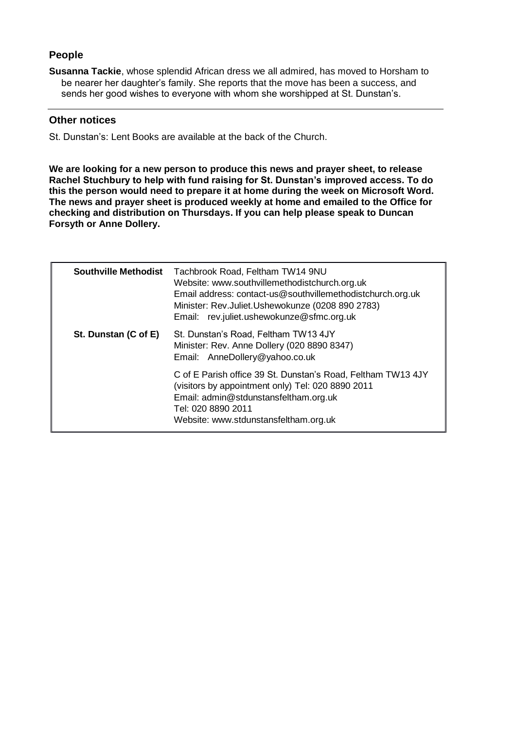## People

**Susanna Tackie**, whose splendid African dress we all admired, has moved to Horsham to be nearer her daughter's family. She reports that the move has been a success, and sends her good wishes to everyone with whom she worshipped at St. Dunstan's.

---

## Other notices

St. Dunstan's: Lent Books are available at the back of the Church.

**We are looking for a new person to produce this news and prayer sheet, to release Rachel Stuchbury to help with fund raising for St. Dunstan's improved access. To do this the person would need to prepare it at home during the week on Microsoft Word. The news and prayer sheet is produced weekly at home and emailed to the Office for checking and distribution on Thursdays. If you can help please speak to Duncan Forsyth or Anne Dollery.**

| | |
|---|---|
| **Southville Methodist** | Tachbrook Road, Feltham TW14 9NU<br>Website: www.southvillemethodistchurch.org.uk<br>Email address: contact-us@southvillemethodistchurch.org.uk<br>Minister: Rev.Juliet.Ushewokunze (0208 890 2783)<br>Email: rev.juliet.ushewokunze@sfmc.org.uk |
| **St. Dunstan (C of E)** | St. Dunstan's Road, Feltham TW13 4JY<br>Minister: Rev. Anne Dollery (020 8890 8347)<br>Email: AnneDollery@yahoo.co.uk |
| | C of E Parish office 39 St. Dunstan's Road, Feltham TW13 4JY (visitors by appointment only) Tel: 020 8890 2011<br>Email: admin@stdunstansfeltham.org.uk<br>Tel: 020 8890 2011<br>Website: www.stdunstansfeltham.org.uk |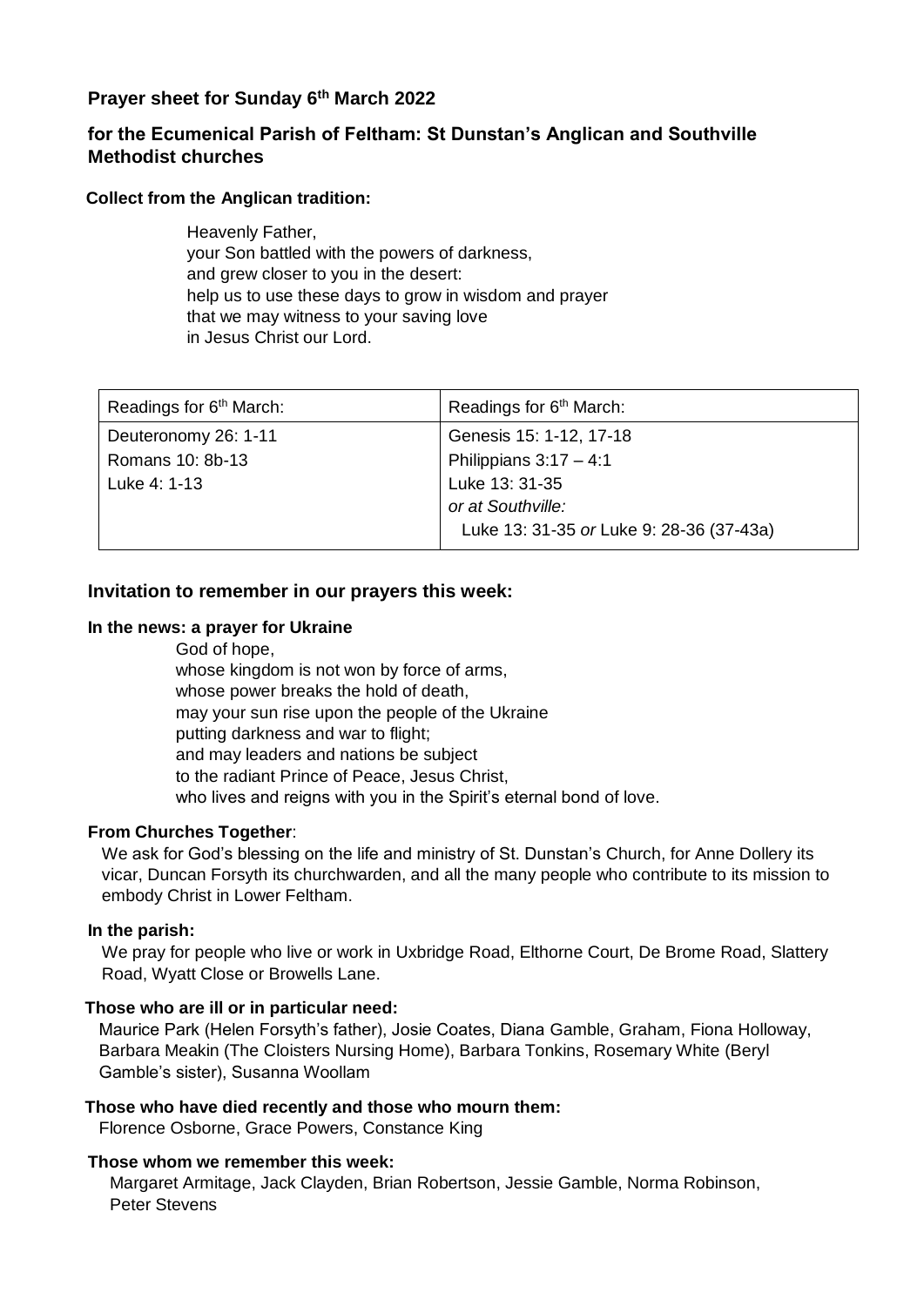## Prayer sheet for Sunday 6th March 2022

## for the Ecumenical Parish of Feltham: St Dunstan's Anglican and Southville Methodist churches

**Collect from the Anglican tradition:**

Heavenly Father,
your Son battled with the powers of darkness,
and grew closer to you in the desert:
help us to use these days to grow in wisdom and prayer
that we may witness to your saving love
in Jesus Christ our Lord.

| Readings for 6th March: | Readings for 6th March: |
|---|---|
| Deuteronomy 26: 1-11<br>Romans 10: 8b-13<br>Luke 4: 1-13 | Genesis 15: 1-12, 17-18<br>Philippians 3:17 – 4:1<br>Luke 13: 31-35<br>*or at Southville:*<br>Luke 13: 31-35 *or* Luke 9: 28-36 (37-43a) |

### Invitation to remember in our prayers this week:

**In the news: a prayer for Ukraine**

God of hope,
whose kingdom is not won by force of arms,
whose power breaks the hold of death,
may your sun rise upon the people of the Ukraine
putting darkness and war to flight;
and may leaders and nations be subject
to the radiant Prince of Peace, Jesus Christ,
who lives and reigns with you in the Spirit's eternal bond of love.

**From Churches Together**:

We ask for God's blessing on the life and ministry of St. Dunstan's Church, for Anne Dollery its vicar, Duncan Forsyth its churchwarden, and all the many people who contribute to its mission to embody Christ in Lower Feltham.

**In the parish:**

We pray for people who live or work in Uxbridge Road, Elthorne Court, De Brome Road, Slattery Road, Wyatt Close or Browells Lane.

**Those who are ill or in particular need:**

Maurice Park (Helen Forsyth's father), Josie Coates, Diana Gamble, Graham, Fiona Holloway, Barbara Meakin (The Cloisters Nursing Home), Barbara Tonkins, Rosemary White (Beryl Gamble's sister), Susanna Woollam

**Those who have died recently and those who mourn them:**

Florence Osborne, Grace Powers, Constance King

**Those whom we remember this week:**

Margaret Armitage, Jack Clayden, Brian Robertson, Jessie Gamble, Norma Robinson, Peter Stevens